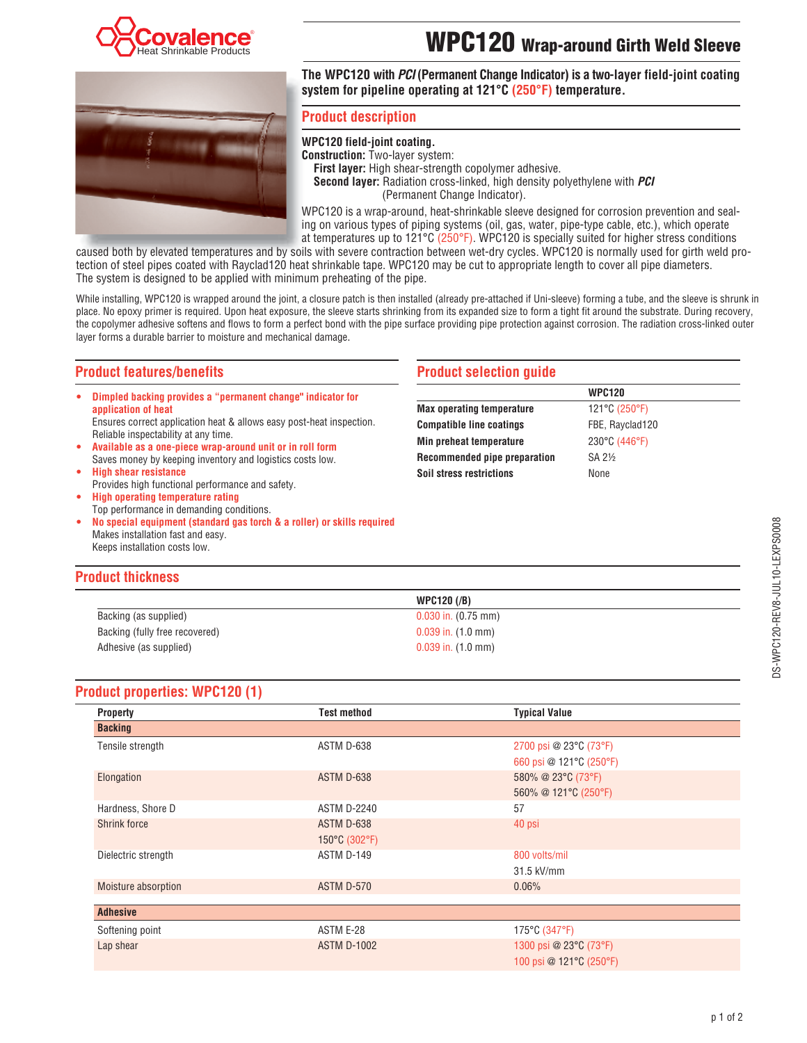Covalence® Heat Shrinkable Products

# WPC120 Wrap-around Girth Weld Sleeve

**The WPC120 with *PCI* (Permanent Change Indicator) is a two-layer field-joint coating system for pipeline operating at 121°C (250°F) temperature.**

## Product description

**WPC120 field-joint coating.**
**Construction:** Two-layer system:
**First layer:** High shear-strength copolymer adhesive.
**Second layer:** Radiation cross-linked, high density polyethylene with ***PCI*** (Permanent Change Indicator).

WPC120 is a wrap-around, heat-shrinkable sleeve designed for corrosion prevention and sealing on various types of piping systems (oil, gas, water, pipe-type cable, etc.), which operate at temperatures up to 121°C (250°F). WPC120 is specially suited for higher stress conditions caused both by elevated temperatures and by soils with severe contraction between wet-dry cycles. WPC120 is normally used for girth weld protection of steel pipes coated with Rayclad120 heat shrinkable tape. WPC120 may be cut to appropriate length to cover all pipe diameters. The system is designed to be applied with minimum preheating of the pipe.

While installing, WPC120 is wrapped around the joint, a closure patch is then installed (already pre-attached if Uni-sleeve) forming a tube, and the sleeve is shrunk in place. No epoxy primer is required. Upon heat exposure, the sleeve starts shrinking from its expanded size to form a tight fit around the substrate. During recovery, the copolymer adhesive softens and flows to form a perfect bond with the pipe surface providing pipe protection against corrosion. The radiation cross-linked outer layer forms a durable barrier to moisture and mechanical damage.

## Product features/benefits

- **Dimpled backing provides a "permanent change" indicator for application of heat**
  Ensures correct application heat & allows easy post-heat inspection. Reliable inspectability at any time.
- **Available as a one-piece wrap-around unit or in roll form**
  Saves money by keeping inventory and logistics costs low.
- **High shear resistance**
  Provides high functional performance and safety.
- **High operating temperature rating**
  Top performance in demanding conditions.
- **No special equipment (standard gas torch & a roller) or skills required**
  Makes installation fast and easy.
  Keeps installation costs low.

## Product selection guide

| | WPC120 |
|---|---|
| **Max operating temperature** | 121°C (250°F) |
| **Compatible line coatings** | FBE, Rayclad120 |
| **Min preheat temperature** | 230°C (446°F) |
| **Recommended pipe preparation** | SA 2½ |
| **Soil stress restrictions** | None |

## Product thickness

| | WPC120 (/B) |
|---|---|
| Backing (as supplied) | 0.030 in. (0.75 mm) |
| Backing (fully free recovered) | 0.039 in. (1.0 mm) |
| Adhesive (as supplied) | 0.039 in. (1.0 mm) |

## Product properties: WPC120 (1)

| Property | Test method | Typical Value |
|---|---|---|
| **Backing** | | |
| Tensile strength | ASTM D-638 | 2700 psi @ 23°C (73°F)<br>660 psi @ 121°C (250°F) |
| Elongation | ASTM D-638 | 580% @ 23°C (73°F)<br>560% @ 121°C (250°F) |
| Hardness, Shore D | ASTM D-2240 | 57 |
| Shrink force | ASTM D-638<br>150°C (302°F) | 40 psi |
| Dielectric strength | ASTM D-149 | 800 volts/mil<br>31.5 kV/mm |
| Moisture absorption | ASTM D-570 | 0.06% |
| **Adhesive** | | |
| Softening point | ASTM E-28 | 175°C (347°F) |
| Lap shear | ASTM D-1002 | 1300 psi @ 23°C (73°F)<br>100 psi @ 121°C (250°F) |

DS-WPC120-REV8-JUL10-LEXPS0008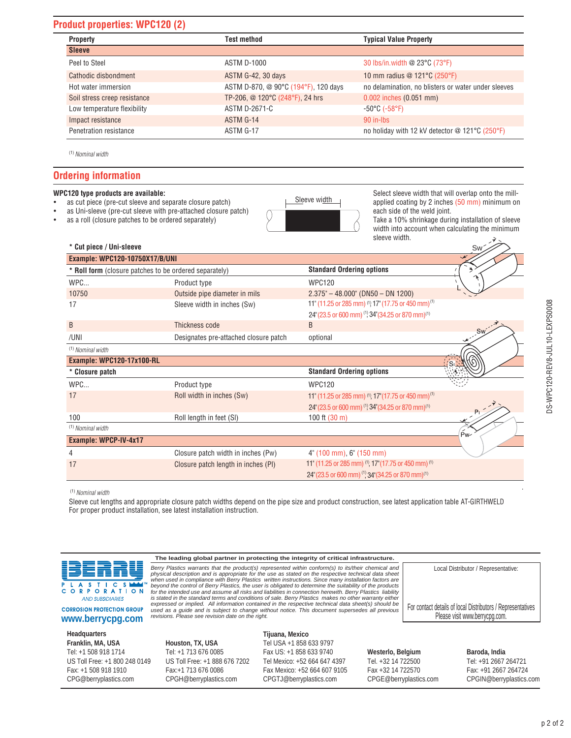## Product properties: WPC120 (2)

| Property | Test method | Typical Value Property |
|---|---|---|
| **Sleeve** | | |
| Peel to Steel | ASTM D-1000 | 30 lbs/in.width @ 23°C (73°F) |
| Cathodic disbondment | ASTM G-42, 30 days | 10 mm radius @ 121°C (250°F) |
| Hot water immersion | ASTM D-870, @ 90°C (194°F), 120 days | no delamination, no blisters or water under sleeves |
| Soil stress creep resistance | TP-206, @ 120°C (248°F), 24 hrs | 0.002 inches (0.051 mm) |
| Low temperature flexibility | ASTM D-2671-C | -50°C (-58°F) |
| Impact resistance | ASTM G-14 | 90 in-lbs |
| Penetration resistance | ASTM G-17 | no holiday with 12 kV detector @ 121°C (250°F) |

(1) *Nominal width*

## Ordering information

**WPC120 type products are available:**

- as cut piece (pre-cut sleeve and separate closure patch)
- as Uni-sleeve (pre-cut sleeve with pre-attached closure patch)
- as a roll (closure patches to be ordered separately)

Sleeve width

Select sleeve width that will overlap onto the mill-applied coating by 2 inches (50 mm) minimum on each side of the weld joint.
Take a 10% shrinkage during installation of sleeve width into account when calculating the minimum sleeve width.

| * Cut piece / Uni-sleeve | | |
|---|---|---|
| **Example: WPC120-10750X17/B/UNI** | | |
| * **Roll form** (closure patches to be ordered separately) | | **Standard Ordering options** |
| WPC... | Product type | WPC120 |
| 10750 | Outside pipe diameter in mils | 2.375" – 48.000" (DN50 – DN 1200) |
| 17 | Sleeve width in inches (Sw) | 11" (11.25 or 285 mm) [(1)], 17" (17.75 or 450 mm) [(1)] 24" (23.5 or 600 mm) [(1)], 34" (34.25 or 870 mm) [(1)] |
| B | Thickness code | B |
| /UNI | Designates pre-attached closure patch | optional |
| (1) *Nominal width* | | |
| **Example: WPC120-17x100-RL** | | |
| * **Closure patch** | | **Standard Ordering options** |
| WPC... | Product type | WPC120 |
| 17 | Roll width in inches (Sw) | 11" (11.25 or 285 mm) [(1)], 17" (17.75 or 450 mm) [(1)] 24" (23.5 or 600 mm) [(1)], 34" (34.25 or 870 mm) [(1)] |
| 100 | Roll length in feet (Sl) | 100 ft (30 m) |
| (1) *Nominal width* | | |
| **Example: WPCP-IV-4x17** | | |
| 4 | Closure patch width in inches (Pw) | 4" (100 mm), 6" (150 mm) |
| 17 | Closure patch length in inches (Pl) | 11" (11.25 or 285 mm) [(1)], 17" (17.75 or 450 mm) [(1)] 24" (23.5 or 600 mm) [(1)], 34" (34.25 or 870 mm) [(1)] |

Sw, L, Sw, Sl, Pl, Pw

(1) *Nominal width*

Sleeve cut lengths and appropriate closure patch widths depend on the pipe size and product construction, see latest application table AT-GIRTHWELD
For proper product installation, see latest installation instruction.

DS-WPC120-REV8-JUL10-LEXPS0008

BERRY PLASTICS CORPORATION AND SUBSIDIARIES
CORROSION PROTECTION GROUP
www.berrycpg.com

**The leading global partner in protecting the integrity of critical infrastructure.**

*Berry Plastics warrants that the product(s) represented within conform(s) to its/their chemical and physical description and is appropriate for the use as stated on the respective technical data sheet when used in compliance with Berry Plastics written instructions. Since many installation factors are beyond the control of Berry Plastics, the user is obligated to determine the suitability of the products for the intended use and assume all risks and liabilities in connection herewith. Berry Plastics liability is stated in the standard terms and conditions of sale. Berry Plastics makes no other warranty either expressed or implied. All information contained in the respective technical data sheet(s) should be used as a guide and is subject to change without notice. This document supersedes all previous revisions. Please see revision date on the right.*

Local Distributor / Representative:

For contact details of local Distributors / Representatives
Please visit www.berrycpg.com.

**Headquarters**
**Franklin, MA, USA**
Tel: +1 508 918 1714
US Toll Free: +1 800 248 0149
Fax: +1 508 918 1910
CPG@berryplastics.com

**Houston, TX, USA**
Tel: +1 713 676 0085
US Toll Free: +1 888 676 7202
Fax:+1 713 676 0086
CPGH@berryplastics.com

**Tijuana, Mexico**
Tel USA +1 858 633 9797
Fax US: +1 858 633 9740
Tel Mexico: +52 664 647 4397
Fax Mexico: +52 664 607 9105
CPGTJ@berryplastics.com

**Westerlo, Belgium**
Tel. +32 14 722500
Fax +32 14 722570
CPGE@berryplastics.com

**Baroda, India**
Tel: +91 2667 264721
Fax: +91 2667 264724
CPGIN@berryplastics.com